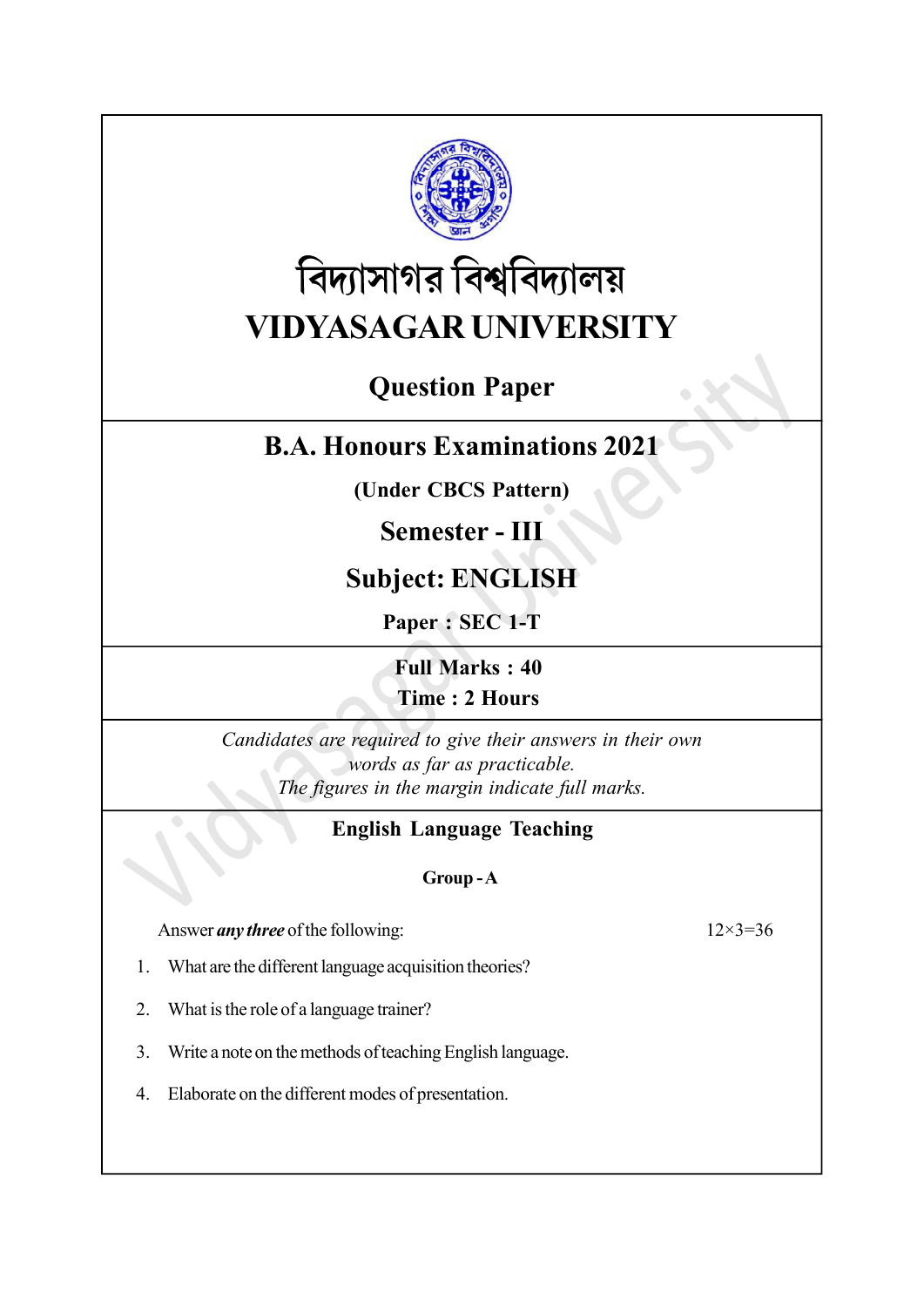# বিদ্যাসাগর বিশ্ববিদ্যালয়

# VIDYASAGAR UNIVERSITY

## Question Paper

## B.A. Honours Examinations 2021

**(Under CBCS Pattern)**

## Semester - III

## Subject: ENGLISH

**Paper : SEC 1-T**

**Full Marks : 40**
**Time : 2 Hours**

*Candidates are required to give their answers in their own words as far as practicable.*
*The figures in the margin indicate full marks.*

### English Language Teaching

**Group - A**

Answer ***any three*** of the following: $12\times3=36$

1. What are the different language acquisition theories?

2. What is the role of a language trainer?

3. Write a note on the methods of teaching English language.

4. Elaborate on the different modes of presentation.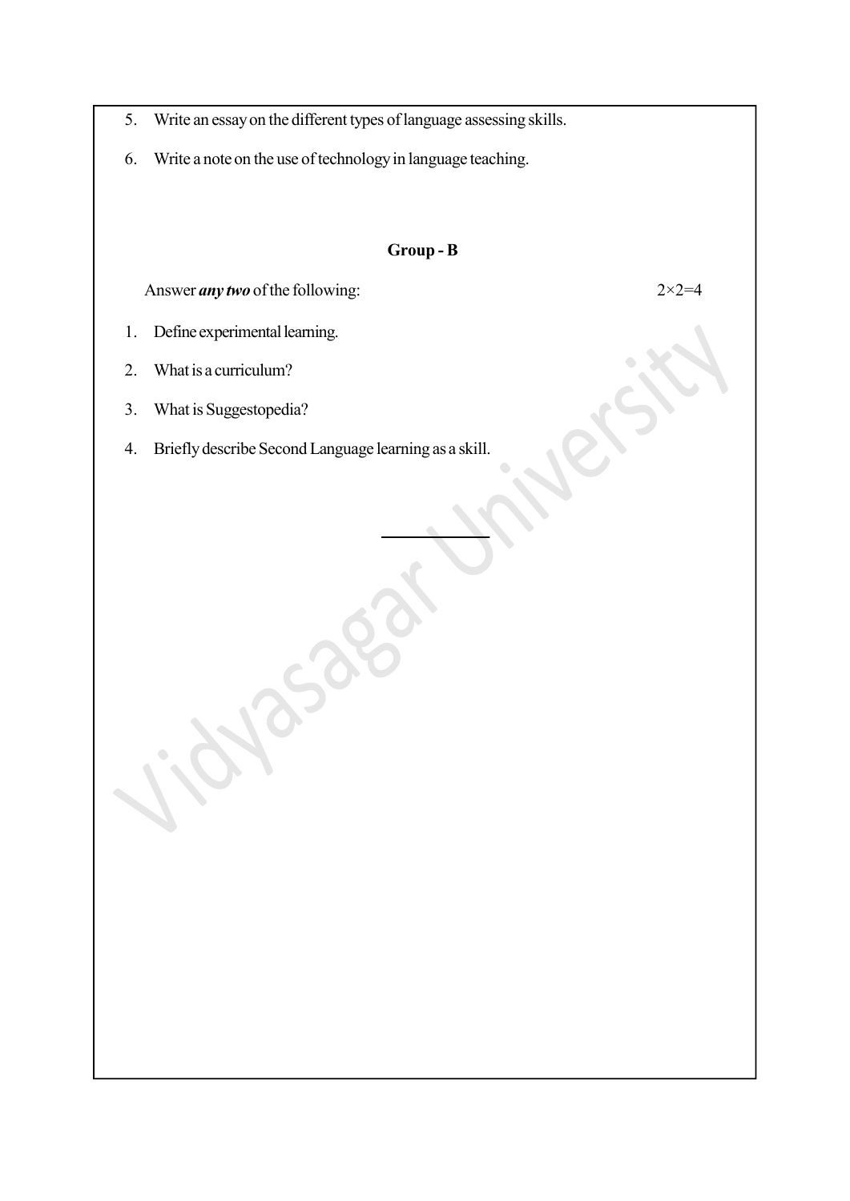5. Write an essay on the different types of language assessing skills.

6. Write a note on the use of technology in language teaching.

## Group - B

Answer ***any two*** of the following: 2×2=4

1. Define experimental learning.

2. What is a curriculum?

3. What is Suggestopedia?

4. Briefly describe Second Language learning as a skill.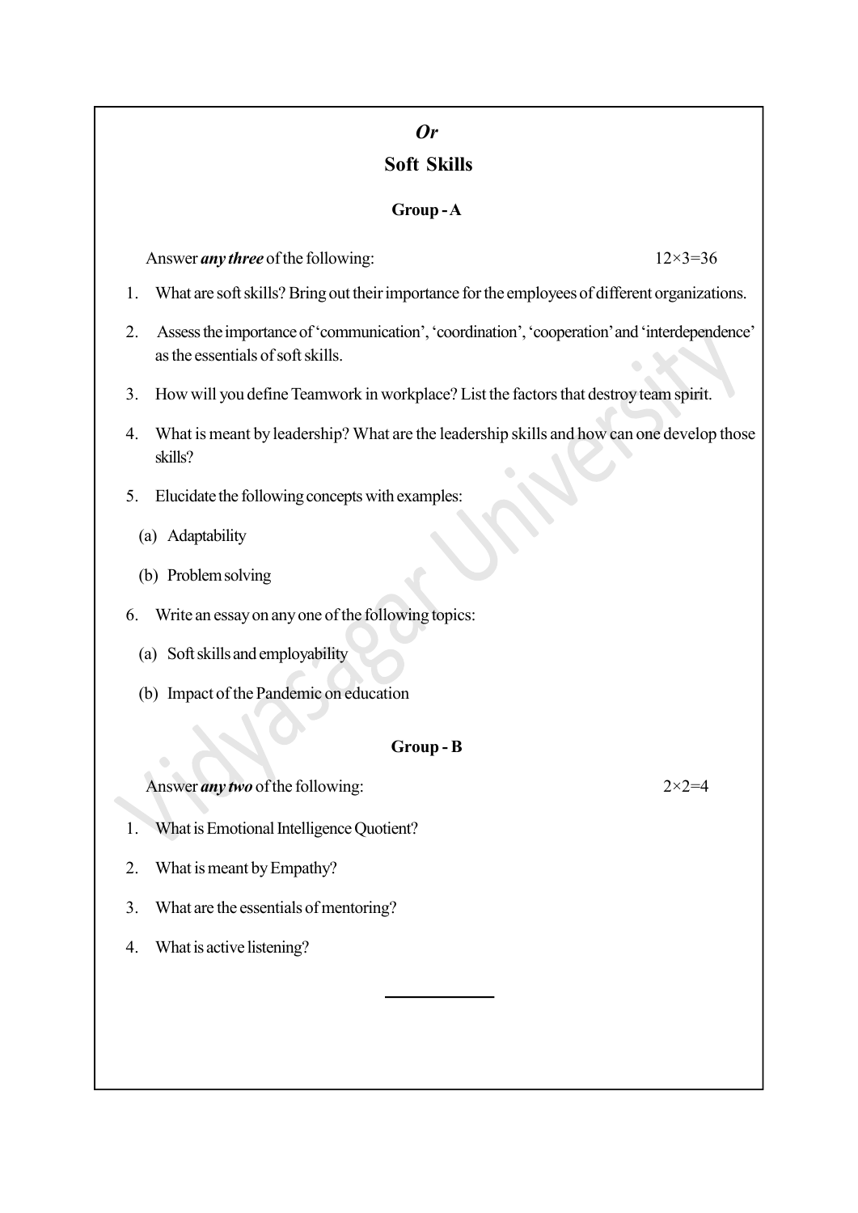*Or*

## Soft Skills

### Group - A

Answer ***any three*** of the following: 12×3=36

1. What are soft skills? Bring out their importance for the employees of different organizations.
2. Assess the importance of 'communication', 'coordination', 'cooperation' and 'interdependence' as the essentials of soft skills.
3. How will you define Teamwork in workplace? List the factors that destroy team spirit.
4. What is meant by leadership? What are the leadership skills and how can one develop those skills?
5. Elucidate the following concepts with examples:
   (a) Adaptability
   (b) Problem solving
6. Write an essay on any one of the following topics:
   (a) Soft skills and employability
   (b) Impact of the Pandemic on education

### Group - B

Answer ***any two*** of the following: 2×2=4

1. What is Emotional Intelligence Quotient?
2. What is meant by Empathy?
3. What are the essentials of mentoring?
4. What is active listening?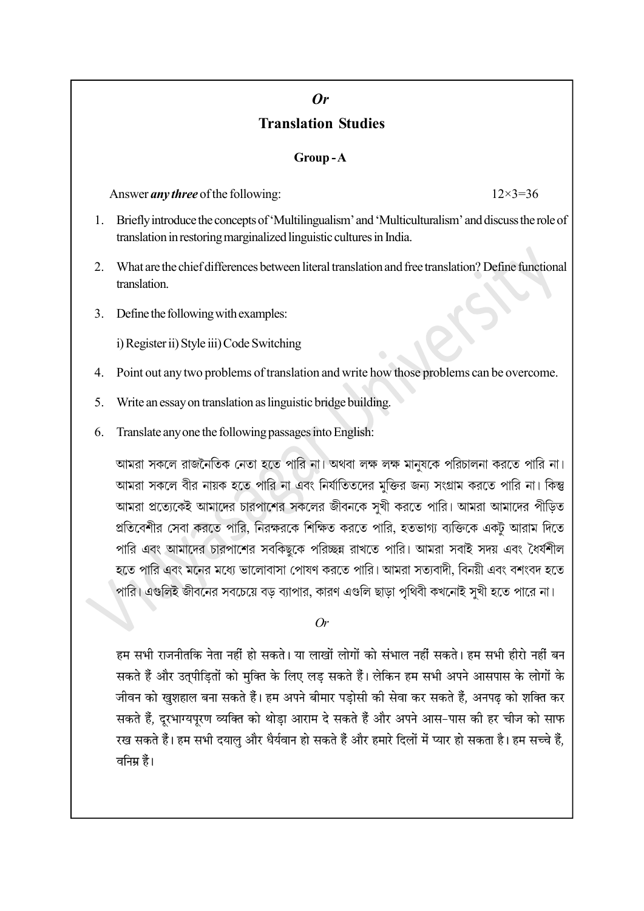*Or*

## Translation Studies

### Group - A

Answer ***any three*** of the following: 12×3=36

1. Briefly introduce the concepts of 'Multilingualism' and 'Multiculturalism' and discuss the role of translation in restoring marginalized linguistic cultures in India.

2. What are the chief differences between literal translation and free translation? Define functional translation.

3. Define the following with examples:

   i) Register ii) Style iii) Code Switching

4. Point out any two problems of translation and write how those problems can be overcome.

5. Write an essay on translation as linguistic bridge building.

6. Translate any one the following passages into English:

   আমরা সকলে রাজনৈতিক নেতা হতে পারি না। অথবা লক্ষ লক্ষ মানুষকে পরিচালনা করতে পারি না। আমরা সকলে বীর নায়ক হতে পারি না এবং নির্যাতিতদের মুক্তির জন্য সংগ্রাম করতে পারি না। কিন্তু আমরা প্রত্যেকেই আমাদের চারপাশের সকলের জীবনকে সুখী করতে পারি। আমরা আমাদের পীড়িত প্রতিবেশীর সেবা করতে পারি, নিরক্ষরকে শিক্ষিত করতে পারি, হতভাগ্য ব্যক্তিকে একটু আরাম দিতে পারি এবং আমাদের চারপাশের সবকিছুকে পরিচ্ছন্ন রাখতে পারি। আমরা সবাই সদয় এবং ধৈর্যশীল হতে পারি এবং মনের মধ্যে ভালোবাসা পোষণ করতে পারি। আমরা সত্যবাদী, বিনয়ী এবং বশংবদ হতে পারি। এগুলিই জীবনের সবচেয়ে বড় ব্যাপার, কারণ এগুলি ছাড়া পৃথিবী কখনোই সুখী হতে পারে না।

   *Or*

   हम सभी राजनीतकि नेता नहीं हो सकते। या लाखों लोगों को संभाल नहीं सकते। हम सभी हीरो नहीं बन सकते हैं और उत्पीड़ितों को मुक्ति के लिए लड़ सकते हैं। लेकिन हम सभी अपने आसपास के लोगों के जीवन को खुशहाल बना सकते हैं। हम अपने बीमार पड़ोसी की सेवा कर सकते हैं, अनपढ़ को शक्ति कर सकते हैं, दूरभाग्यपूरण व्यक्ति को थोड़ा आराम दे सकते हैं और अपने आस-पास की हर चीज को साफ रख सकते हैं। हम सभी दयालु और धैर्यवान हो सकते हैं और हमारे दिलों में प्यार हो सकता है। हम सच्चे हैं, वनिम्र हैं।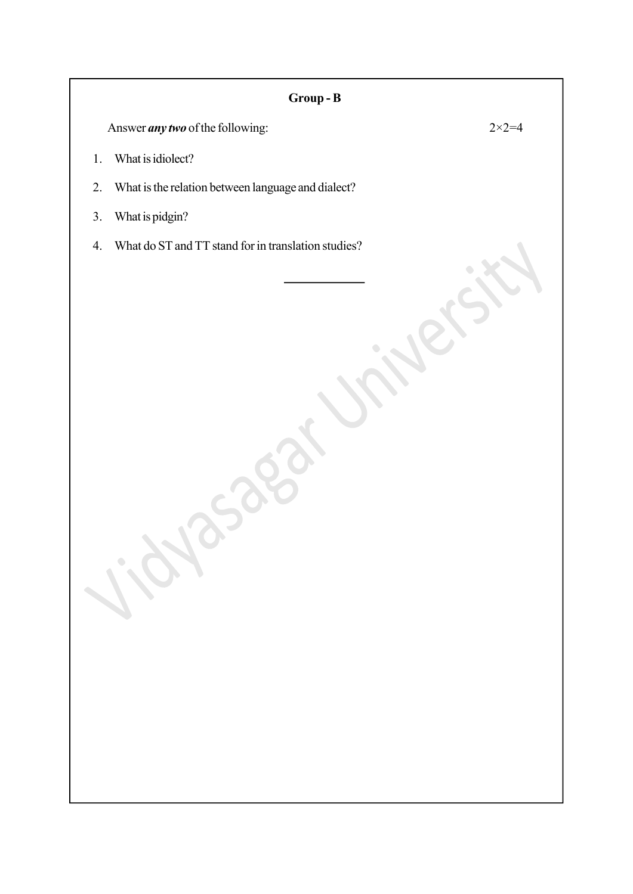## Group - B

Answer ***any two*** of the following: $2 \times 2 = 4$

1. What is idiolect?
2. What is the relation between language and dialect?
3. What is pidgin?
4. What do ST and TT stand for in translation studies?

---